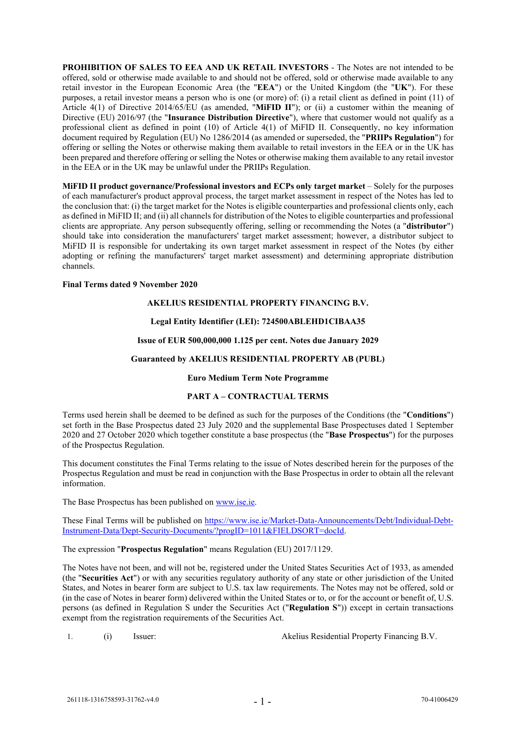**PROHIBITION OF SALES TO EEA AND UK RETAIL INVESTORS** - The Notes are not intended to be offered, sold or otherwise made available to and should not be offered, sold or otherwise made available to any retail investor in the European Economic Area (the "**EEA**") or the United Kingdom (the "**UK**"). For these purposes, a retail investor means a person who is one (or more) of: (i) a retail client as defined in point (11) of Article 4(1) of Directive 2014/65/EU (as amended, "**MiFID II**"); or (ii) a customer within the meaning of Directive (EU) 2016/97 (the "**Insurance Distribution Directive**"), where that customer would not qualify as a professional client as defined in point (10) of Article 4(1) of MiFID II. Consequently, no key information document required by Regulation (EU) No 1286/2014 (as amended or superseded, the "**PRIIPs Regulation**") for offering or selling the Notes or otherwise making them available to retail investors in the EEA or in the UK has been prepared and therefore offering or selling the Notes or otherwise making them available to any retail investor in the EEA or in the UK may be unlawful under the PRIIPs Regulation.

**MiFID II product governance/Professional investors and ECPs only target market** – Solely for the purposes of each manufacturer's product approval process, the target market assessment in respect of the Notes has led to the conclusion that: (i) the target market for the Notes is eligible counterparties and professional clients only, each as defined in MiFID II; and (ii) all channels for distribution of the Notes to eligible counterparties and professional clients are appropriate. Any person subsequently offering, selling or recommending the Notes (a "**distributor**") should take into consideration the manufacturers' target market assessment; however, a distributor subject to MiFID II is responsible for undertaking its own target market assessment in respect of the Notes (by either adopting or refining the manufacturers' target market assessment) and determining appropriate distribution channels.

**Final Terms dated 9 November 2020**

**AKELIUS RESIDENTIAL PROPERTY FINANCING B.V.**

**Legal Entity Identifier (LEI): 724500ABLEHD1CIBAA35**

**Issue of EUR 500,000,000 1.125 per cent. Notes due January 2029**

**Guaranteed by AKELIUS RESIDENTIAL PROPERTY AB (PUBL)**

**Euro Medium Term Note Programme**

## PART A – CONTRACTUAL TERMS

Terms used herein shall be deemed to be defined as such for the purposes of the Conditions (the "**Conditions**") set forth in the Base Prospectus dated 23 July 2020 and the supplemental Base Prospectuses dated 1 September 2020 and 27 October 2020 which together constitute a base prospectus (the "**Base Prospectus**") for the purposes of the Prospectus Regulation.

This document constitutes the Final Terms relating to the issue of Notes described herein for the purposes of the Prospectus Regulation and must be read in conjunction with the Base Prospectus in order to obtain all the relevant information.

The Base Prospectus has been published on www.ise.ie.

These Final Terms will be published on https://www.ise.ie/Market-Data-Announcements/Debt/Individual-Debt-Instrument-Data/Dept-Security-Documents/?progID=1011&FIELDSORT=docId.

The expression "**Prospectus Regulation**" means Regulation (EU) 2017/1129.

The Notes have not been, and will not be, registered under the United States Securities Act of 1933, as amended (the "**Securities Act**") or with any securities regulatory authority of any state or other jurisdiction of the United States, and Notes in bearer form are subject to U.S. tax law requirements. The Notes may not be offered, sold or (in the case of Notes in bearer form) delivered within the United States or to, or for the account or benefit of, U.S. persons (as defined in Regulation S under the Securities Act ("**Regulation S**")) except in certain transactions exempt from the registration requirements of the Securities Act.

| | | | |
|---|---|---|---|
| 1. | (i) | Issuer: | Akelius Residential Property Financing B.V. |

261118-1316758593-31762-v4.0 70-41006429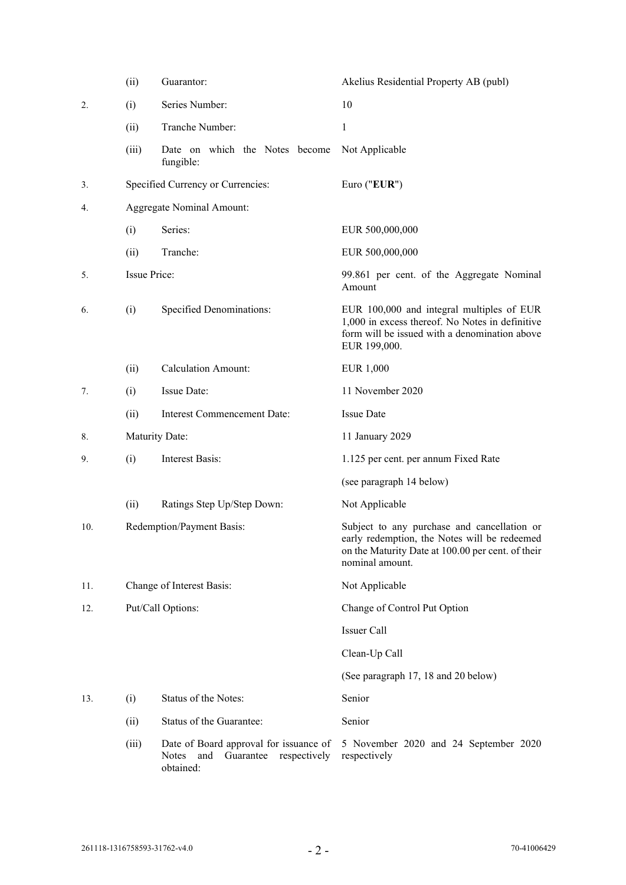| | | | |
|---|---|---|---|
| | (ii) | Guarantor: | Akelius Residential Property AB (publ) |
| 2. | (i) | Series Number: | 10 |
| | (ii) | Tranche Number: | 1 |
| | (iii) | Date on which the Notes become fungible: | Not Applicable |
| 3. | Specified Currency or Currencies: | | Euro ("**EUR**") |
| 4. | Aggregate Nominal Amount: | | |
| | (i) | Series: | EUR 500,000,000 |
| | (ii) | Tranche: | EUR 500,000,000 |
| 5. | Issue Price: | | 99.861 per cent. of the Aggregate Nominal Amount |
| 6. | (i) | Specified Denominations: | EUR 100,000 and integral multiples of EUR 1,000 in excess thereof. No Notes in definitive form will be issued with a denomination above EUR 199,000. |
| | (ii) | Calculation Amount: | EUR 1,000 |
| 7. | (i) | Issue Date: | 11 November 2020 |
| | (ii) | Interest Commencement Date: | Issue Date |
| 8. | Maturity Date: | | 11 January 2029 |
| 9. | (i) | Interest Basis: | 1.125 per cent. per annum Fixed Rate<br><br>(see paragraph 14 below) |
| | (ii) | Ratings Step Up/Step Down: | Not Applicable |
| 10. | Redemption/Payment Basis: | | Subject to any purchase and cancellation or early redemption, the Notes will be redeemed on the Maturity Date at 100.00 per cent. of their nominal amount. |
| 11. | Change of Interest Basis: | | Not Applicable |
| 12. | Put/Call Options: | | Change of Control Put Option<br><br>Issuer Call<br><br>Clean-Up Call<br><br>(See paragraph 17, 18 and 20 below) |
| 13. | (i) | Status of the Notes: | Senior |
| | (ii) | Status of the Guarantee: | Senior |
| | (iii) | Date of Board approval for issuance of Notes and Guarantee respectively obtained: | 5 November 2020 and 24 September 2020 respectively |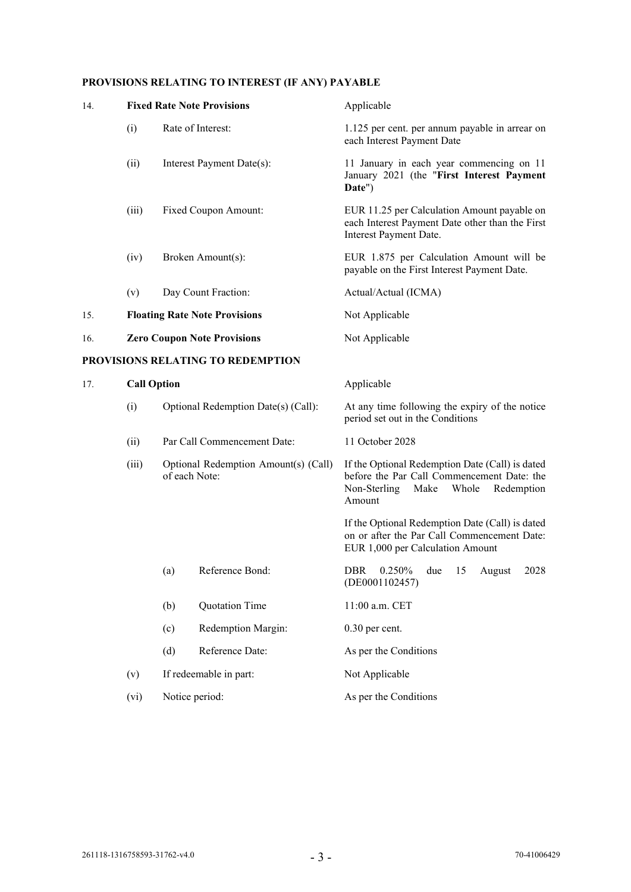## PROVISIONS RELATING TO INTEREST (IF ANY) PAYABLE

| | | | | |
|---|---|---|---|---|
| 14. | **Fixed Rate Note Provisions** | | | Applicable |
| | (i) | Rate of Interest: | | 1.125 per cent. per annum payable in arrear on each Interest Payment Date |
| | (ii) | Interest Payment Date(s): | | 11 January in each year commencing on 11 January 2021 (the "**First Interest Payment Date**") |
| | (iii) | Fixed Coupon Amount: | | EUR 11.25 per Calculation Amount payable on each Interest Payment Date other than the First Interest Payment Date. |
| | (iv) | Broken Amount(s): | | EUR 1.875 per Calculation Amount will be payable on the First Interest Payment Date. |
| | (v) | Day Count Fraction: | | Actual/Actual (ICMA) |
| 15. | **Floating Rate Note Provisions** | | | Not Applicable |
| 16. | **Zero Coupon Note Provisions** | | | Not Applicable |

## PROVISIONS RELATING TO REDEMPTION

| | | | | |
|---|---|---|---|---|
| 17. | **Call Option** | | | Applicable |
| | (i) | Optional Redemption Date(s) (Call): | | At any time following the expiry of the notice period set out in the Conditions |
| | (ii) | Par Call Commencement Date: | | 11 October 2028 |
| | (iii) | Optional Redemption Amount(s) (Call) of each Note: | | If the Optional Redemption Date (Call) is dated before the Par Call Commencement Date: the Non-Sterling Make Whole Redemption Amount<br><br>If the Optional Redemption Date (Call) is dated on or after the Par Call Commencement Date: EUR 1,000 per Calculation Amount |
| | | (a) | Reference Bond: | DBR 0.250% due 15 August 2028 (DE0001102457) |
| | | (b) | Quotation Time | 11:00 a.m. CET |
| | | (c) | Redemption Margin: | 0.30 per cent. |
| | | (d) | Reference Date: | As per the Conditions |
| | (v) | If redeemable in part: | | Not Applicable |
| | (vi) | Notice period: | | As per the Conditions |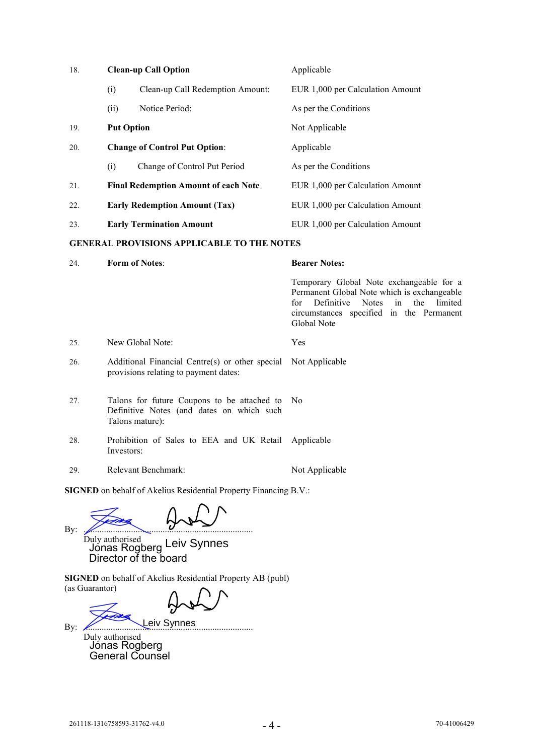| | | |
|---|---|---|
| 18. | **Clean-up Call Option** | Applicable |
| | (i) Clean-up Call Redemption Amount: | EUR 1,000 per Calculation Amount |
| | (ii) Notice Period: | As per the Conditions |
| 19. | **Put Option** | Not Applicable |
| 20. | **Change of Control Put Option**: | Applicable |
| | (i) Change of Control Put Period | As per the Conditions |
| 21. | **Final Redemption Amount of each Note** | EUR 1,000 per Calculation Amount |
| 22. | **Early Redemption Amount (Tax)** | EUR 1,000 per Calculation Amount |
| 23. | **Early Termination Amount** | EUR 1,000 per Calculation Amount |

**GENERAL PROVISIONS APPLICABLE TO THE NOTES**

| | | |
|---|---|---|
| 24. | **Form of Notes**: | **Bearer Notes:** Temporary Global Note exchangeable for a Permanent Global Note which is exchangeable for Definitive Notes in the limited circumstances specified in the Permanent Global Note |
| 25. | New Global Note: | Yes |
| 26. | Additional Financial Centre(s) or other special provisions relating to payment dates: | Not Applicable |
| 27. | Talons for future Coupons to be attached to Definitive Notes (and dates on which such Talons mature): | No |
| 28. | Prohibition of Sales to EEA and UK Retail Investors: | Applicable |
| 29. | Relevant Benchmark: | Not Applicable |

**SIGNED** on behalf of Akelius Residential Property Financing B.V.:

By: ..........................................................................
Duly authorised
Jonas Rogberg — Leiv Synnes
Director of the board

**SIGNED** on behalf of Akelius Residential Property AB (publ) (as Guarantor)

By: ..........................................................................
Duly authorised
Jonas Rogberg — Leiv Synnes
General Counsel

261118-1316758593-31762-v4.0 70-41006429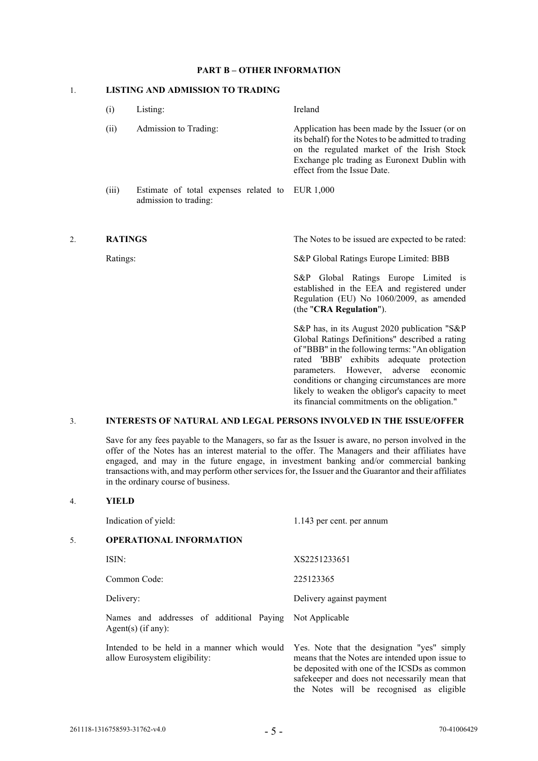## PART B – OTHER INFORMATION

### 1. LISTING AND ADMISSION TO TRADING

| | | |
|---|---|---|
| (i) | Listing: | Ireland |
| (ii) | Admission to Trading: | Application has been made by the Issuer (or on its behalf) for the Notes to be admitted to trading on the regulated market of the Irish Stock Exchange plc trading as Euronext Dublin with effect from the Issue Date. |
| (iii) | Estimate of total expenses related to admission to trading: | EUR 1,000 |

### 2. RATINGS

The Notes to be issued are expected to be rated:

Ratings: S&P Global Ratings Europe Limited: BBB

S&P Global Ratings Europe Limited is established in the EEA and registered under Regulation (EU) No 1060/2009, as amended (the "**CRA Regulation**").

S&P has, in its August 2020 publication "S&P Global Ratings Definitions" described a rating of "BBB" in the following terms: "An obligation rated 'BBB' exhibits adequate protection parameters. However, adverse economic conditions or changing circumstances are more likely to weaken the obligor's capacity to meet its financial commitments on the obligation."

### 3. INTERESTS OF NATURAL AND LEGAL PERSONS INVOLVED IN THE ISSUE/OFFER

Save for any fees payable to the Managers, so far as the Issuer is aware, no person involved in the offer of the Notes has an interest material to the offer. The Managers and their affiliates have engaged, and may in the future engage, in investment banking and/or commercial banking transactions with, and may perform other services for, the Issuer and the Guarantor and their affiliates in the ordinary course of business.

### 4. YIELD

| | |
|---|---|
| Indication of yield: | 1.143 per cent. per annum |

### 5. OPERATIONAL INFORMATION

| | |
|---|---|
| ISIN: | XS2251233651 |
| Common Code: | 225123365 |
| Delivery: | Delivery against payment |
| Names and addresses of additional Paying Agent(s) (if any): | Not Applicable |
| Intended to be held in a manner which would allow Eurosystem eligibility: | Yes. Note that the designation "yes" simply means that the Notes are intended upon issue to be deposited with one of the ICSDs as common safekeeper and does not necessarily mean that the Notes will be recognised as eligible |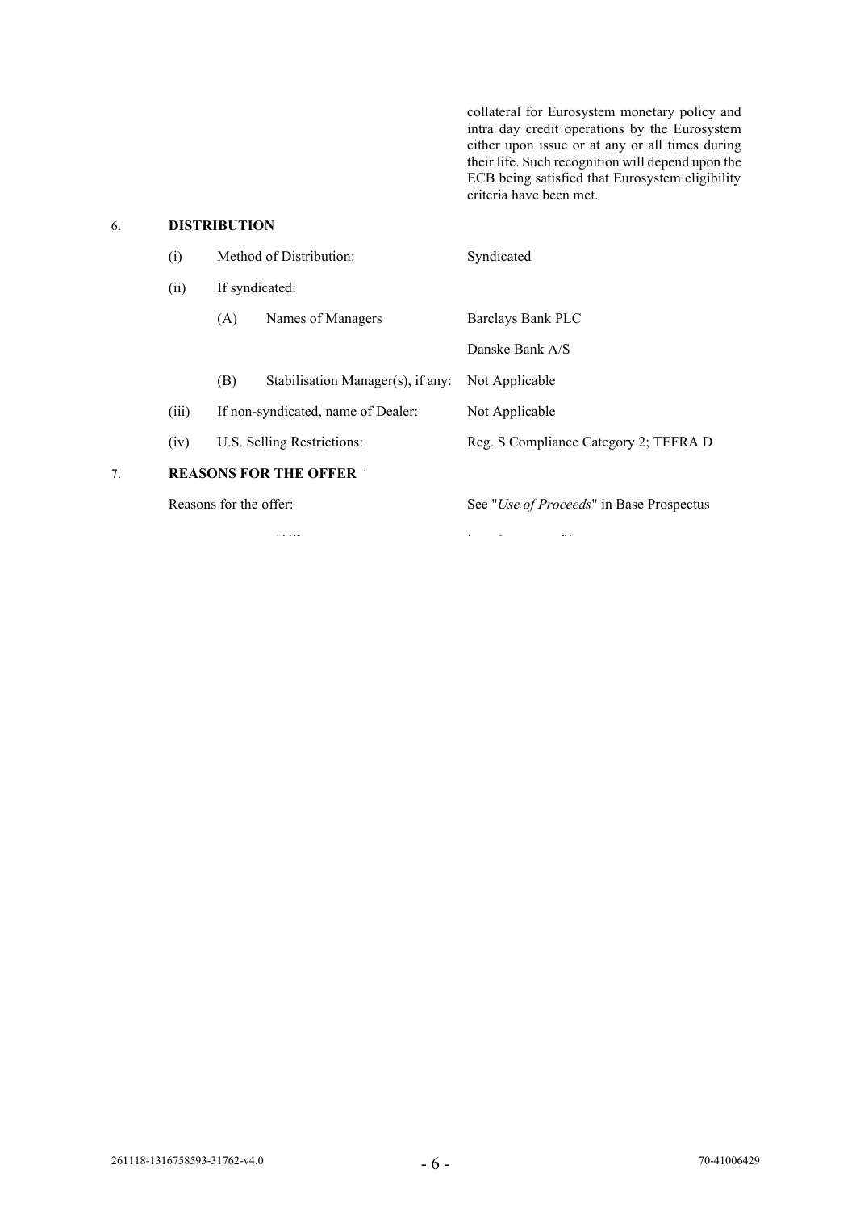collateral for Eurosystem monetary policy and intra day credit operations by the Eurosystem either upon issue or at any or all times during their life. Such recognition will depend upon the ECB being satisfied that Eurosystem eligibility criteria have been met.

## 6. DISTRIBUTION

| | | |
|---|---|---|
| (i) | Method of Distribution: | Syndicated |
| (ii) | If syndicated: | |
| | (A) Names of Managers | Barclays Bank PLC |
| | | Danske Bank A/S |
| | (B) Stabilisation Manager(s), if any: | Not Applicable |
| (iii) | If non-syndicated, name of Dealer: | Not Applicable |
| (iv) | U.S. Selling Restrictions: | Reg. S Compliance Category 2; TEFRA D |

## 7. REASONS FOR THE OFFER

| | |
|---|---|
| Reasons for the offer: | See "*Use of Proceeds*" in Base Prospectus |